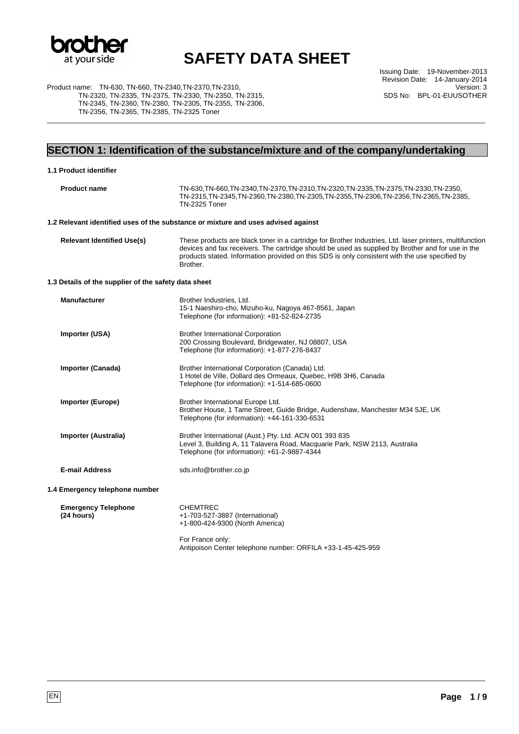# SAFETY DATA SHEET

Product name: TN-630, TN-660, TN-2340,TN-2370,TN-2310, TN-2320, TN-2335, TN-2375, TN-2330, TN-2350, TN-2315, TN-2345, TN-2360, TN-2380, TN-2305, TN-2355, TN-2306, TN-2356, TN-2365, TN-2385, TN-2325 Toner

Issuing Date: 19-November-2013
Revision Date: 14-January-2014
Version: 3
SDS No: BPL-01-EUUSOTHER

## SECTION 1: Identification of the substance/mixture and of the company/undertaking

### 1.1 Product identifier

**Product name**

TN-630,TN-660,TN-2340,TN-2370,TN-2310,TN-2320,TN-2335,TN-2375,TN-2330,TN-2350, TN-2315,TN-2345,TN-2360,TN-2380,TN-2305,TN-2355,TN-2306,TN-2356,TN-2365,TN-2385, TN-2325 Toner

### 1.2 Relevant identified uses of the substance or mixture and uses advised against

**Relevant Identified Use(s)**

These products are black toner in a cartridge for Brother Industries, Ltd. laser printers, multifunction devices and fax receivers. The cartridge should be used as supplied by Brother and for use in the products stated. Information provided on this SDS is only consistent with the use specified by Brother.

### 1.3 Details of the supplier of the safety data sheet

**Manufacturer**

Brother Industries, Ltd.
15-1 Naeshiro-cho, Mizuho-ku, Nagoya 467-8561, Japan
Telephone (for information): +81-52-824-2735

**Importer (USA)**

Brother International Corporation
200 Crossing Boulevard, Bridgewater, NJ 08807, USA
Telephone (for information): +1-877-276-8437

**Importer (Canada)**

Brother International Corporation (Canada) Ltd.
1 Hotel de Ville, Dollard des Ormeaux, Quebec, H9B 3H6, Canada
Telephone (for information): +1-514-685-0600

**Importer (Europe)**

Brother International Europe Ltd.
Brother House, 1 Tame Street, Guide Bridge, Audenshaw, Manchester M34 5JE, UK
Telephone (for information): +44-161-330-6531

**Importer (Australia)**

Brother International (Aust.) Pty. Ltd. ACN 001 393 835
Level 3, Building A, 11 Talavera Road, Macquarie Park, NSW 2113, Australia
Telephone (for information): +61-2-9887-4344

**E-mail Address**

sds.info@brother.co.jp

### 1.4 Emergency telephone number

**Emergency Telephone (24 hours)**

CHEMTREC
+1-703-527-3887 (International)
+1-800-424-9300 (North America)

For France only:
Antipoison Center telephone number: ORFILA +33-1-45-425-959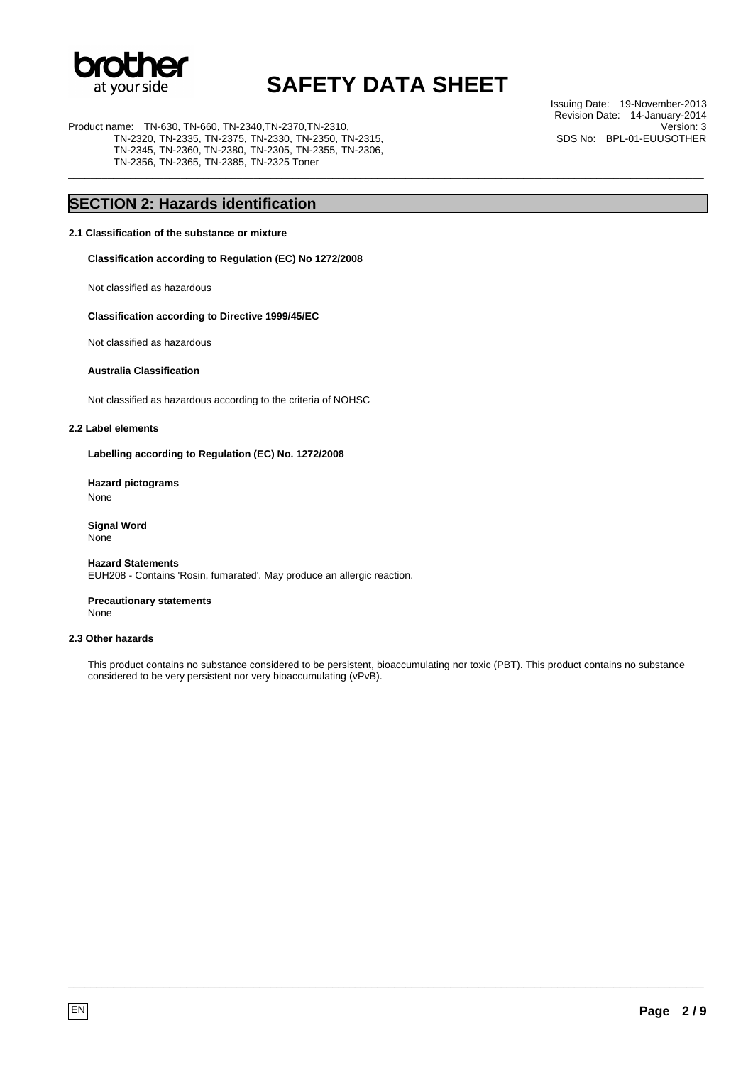## SECTION 2: Hazards identification

### 2.1 Classification of the substance or mixture

**Classification according to Regulation (EC) No 1272/2008**

Not classified as hazardous

**Classification according to Directive 1999/45/EC**

Not classified as hazardous

**Australia Classification**

Not classified as hazardous according to the criteria of NOHSC

### 2.2 Label elements

**Labelling according to Regulation (EC) No. 1272/2008**

**Hazard pictograms**
None

**Signal Word**
None

**Hazard Statements**
EUH208 - Contains 'Rosin, fumarated'. May produce an allergic reaction.

**Precautionary statements**
None

### 2.3 Other hazards

This product contains no substance considered to be persistent, bioaccumulating nor toxic (PBT). This product contains no substance considered to be very persistent nor very bioaccumulating (vPvB).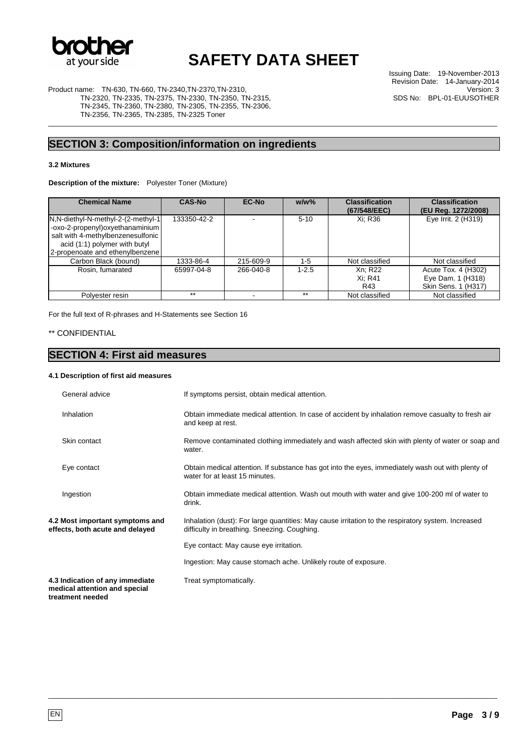## SECTION 3: Composition/information on ingredients

### 3.2 Mixtures

**Description of the mixture:** Polyester Toner (Mixture)

| Chemical Name | CAS-No | EC-No | w/w% | Classification (67/548/EEC) | Classification (EU Reg. 1272/2008) |
|---|---|---|---|---|---|
| N,N-diethyl-N-methyl-2-(2-methyl-1-oxo-2-propenyl)oxyethanaminium salt with 4-methylbenzenesulfonic acid (1:1) polymer with butyl 2-propenoate and ethenylbenzene | 133350-42-2 | - | 5-10 | Xi; R36 | Eye Irrit. 2 (H319) |
| Carbon Black (bound) | 1333-86-4 | 215-609-9 | 1-5 | Not classified | Not classified |
| Rosin, fumarated | 65997-04-8 | 266-040-8 | 1-2.5 | Xn; R22<br>Xi; R41<br>R43 | Acute Tox. 4 (H302)<br>Eye Dam. 1 (H318)<br>Skin Sens. 1 (H317) |
| Polyester resin | ** | - | ** | Not classified | Not classified |

For the full text of R-phrases and H-Statements see Section 16

** CONFIDENTIAL

## SECTION 4: First aid measures

### 4.1 Description of first aid measures

**General advice** If symptoms persist, obtain medical attention.

**Inhalation** Obtain immediate medical attention. In case of accident by inhalation remove casualty to fresh air and keep at rest.

**Skin contact** Remove contaminated clothing immediately and wash affected skin with plenty of water or soap and water.

**Eye contact** Obtain medical attention. If substance has got into the eyes, immediately wash out with plenty of water for at least 15 minutes.

**Ingestion** Obtain immediate medical attention. Wash out mouth with water and give 100-200 ml of water to drink.

### 4.2 Most important symptoms and effects, both acute and delayed

Inhalation (dust): For large quantities: May cause irritation to the respiratory system. Increased difficulty in breathing. Sneezing. Coughing.

Eye contact: May cause eye irritation.

Ingestion: May cause stomach ache. Unlikely route of exposure.

### 4.3 Indication of any immediate medical attention and special treatment needed

Treat symptomatically.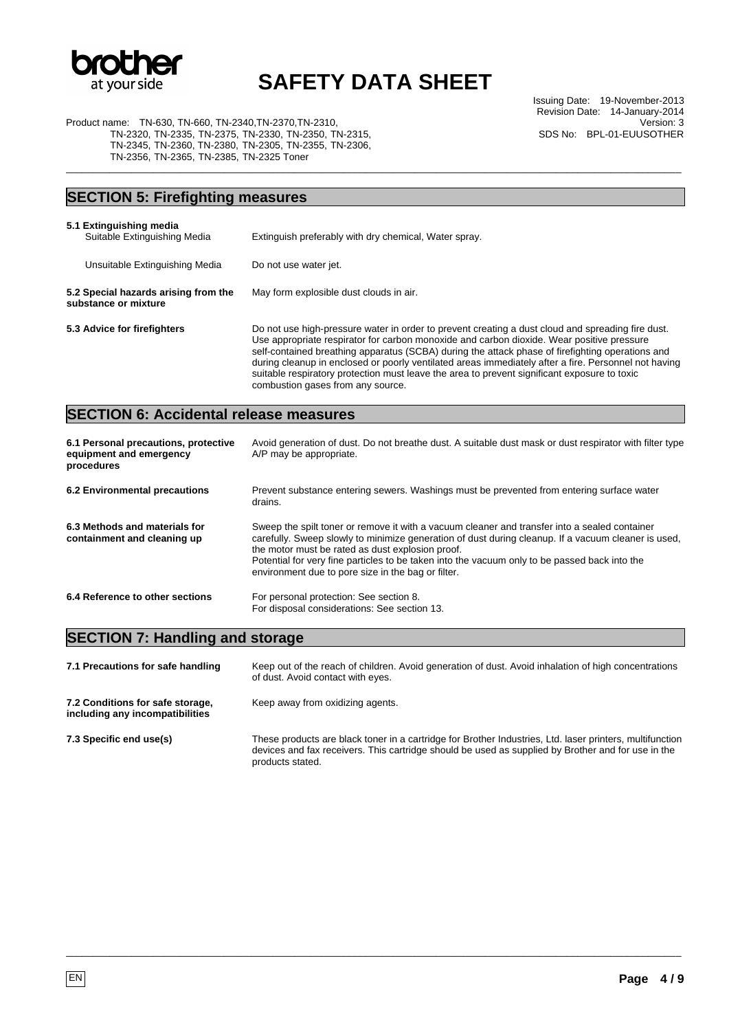## SECTION 5: Firefighting measures

| | |
|---|---|
| **5.1 Extinguishing media** | |
| Suitable Extinguishing Media | Extinguish preferably with dry chemical, Water spray. |
| Unsuitable Extinguishing Media | Do not use water jet. |
| **5.2 Special hazards arising from the substance or mixture** | May form explosible dust clouds in air. |
| **5.3 Advice for firefighters** | Do not use high-pressure water in order to prevent creating a dust cloud and spreading fire dust. Use appropriate respirator for carbon monoxide and carbon dioxide. Wear positive pressure self-contained breathing apparatus (SCBA) during the attack phase of firefighting operations and during cleanup in enclosed or poorly ventilated areas immediately after a fire. Personnel not having suitable respiratory protection must leave the area to prevent significant exposure to toxic combustion gases from any source. |

## SECTION 6: Accidental release measures

| | |
|---|---|
| **6.1 Personal precautions, protective equipment and emergency procedures** | Avoid generation of dust. Do not breathe dust. A suitable dust mask or dust respirator with filter type A/P may be appropriate. |
| **6.2 Environmental precautions** | Prevent substance entering sewers. Washings must be prevented from entering surface water drains. |
| **6.3 Methods and materials for containment and cleaning up** | Sweep the spilt toner or remove it with a vacuum cleaner and transfer into a sealed container carefully. Sweep slowly to minimize generation of dust during cleanup. If a vacuum cleaner is used, the motor must be rated as dust explosion proof. Potential for very fine particles to be taken into the vacuum only to be passed back into the environment due to pore size in the bag or filter. |
| **6.4 Reference to other sections** | For personal protection: See section 8. For disposal considerations: See section 13. |

## SECTION 7: Handling and storage

| | |
|---|---|
| **7.1 Precautions for safe handling** | Keep out of the reach of children. Avoid generation of dust. Avoid inhalation of high concentrations of dust. Avoid contact with eyes. |
| **7.2 Conditions for safe storage, including any incompatibilities** | Keep away from oxidizing agents. |
| **7.3 Specific end use(s)** | These products are black toner in a cartridge for Brother Industries, Ltd. laser printers, multifunction devices and fax receivers. This cartridge should be used as supplied by Brother and for use in the products stated. |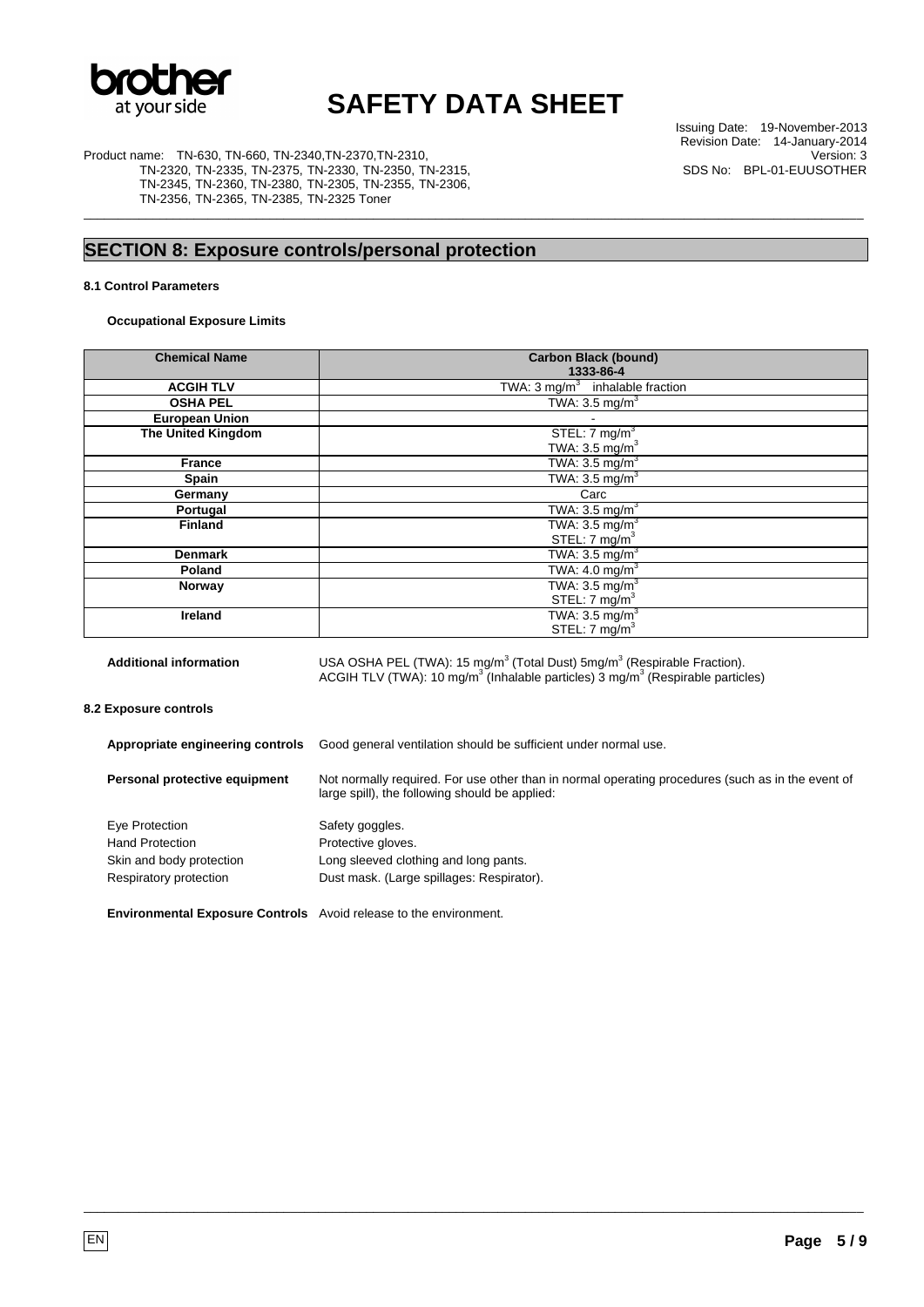## SECTION 8: Exposure controls/personal protection

### 8.1 Control Parameters

**Occupational Exposure Limits**

| Chemical Name | Carbon Black (bound) 1333-86-4 |
|---|---|
| **ACGIH TLV** | TWA: 3 mg/m$^3$ inhalable fraction |
| **OSHA PEL** | TWA: 3.5 mg/m$^3$ |
| **European Union** | - |
| **The United Kingdom** | STEL: 7 mg/m$^3$ TWA: 3.5 mg/m$^3$ |
| **France** | TWA: 3.5 mg/m$^3$ |
| **Spain** | TWA: 3.5 mg/m$^3$ |
| **Germany** | Carc |
| **Portugal** | TWA: 3.5 mg/m$^3$ |
| **Finland** | TWA: 3.5 mg/m$^3$ STEL: 7 mg/m$^3$ |
| **Denmark** | TWA: 3.5 mg/m$^3$ |
| **Poland** | TWA: 4.0 mg/m$^3$ |
| **Norway** | TWA: 3.5 mg/m$^3$ STEL: 7 mg/m$^3$ |
| **Ireland** | TWA: 3.5 mg/m$^3$ STEL: 7 mg/m$^3$ |

**Additional information**
USA OSHA PEL (TWA): 15 mg/m$^3$ (Total Dust) 5mg/m$^3$ (Respirable Fraction).
ACGIH TLV (TWA): 10 mg/m$^3$ (Inhalable particles) 3 mg/m$^3$ (Respirable particles)

### 8.2 Exposure controls

**Appropriate engineering controls** Good general ventilation should be sufficient under normal use.

**Personal protective equipment** Not normally required. For use other than in normal operating procedures (such as in the event of large spill), the following should be applied:

Eye Protection: Safety goggles.
Hand Protection: Protective gloves.
Skin and body protection: Long sleeved clothing and long pants.
Respiratory protection: Dust mask. (Large spillages: Respirator).

**Environmental Exposure Controls** Avoid release to the environment.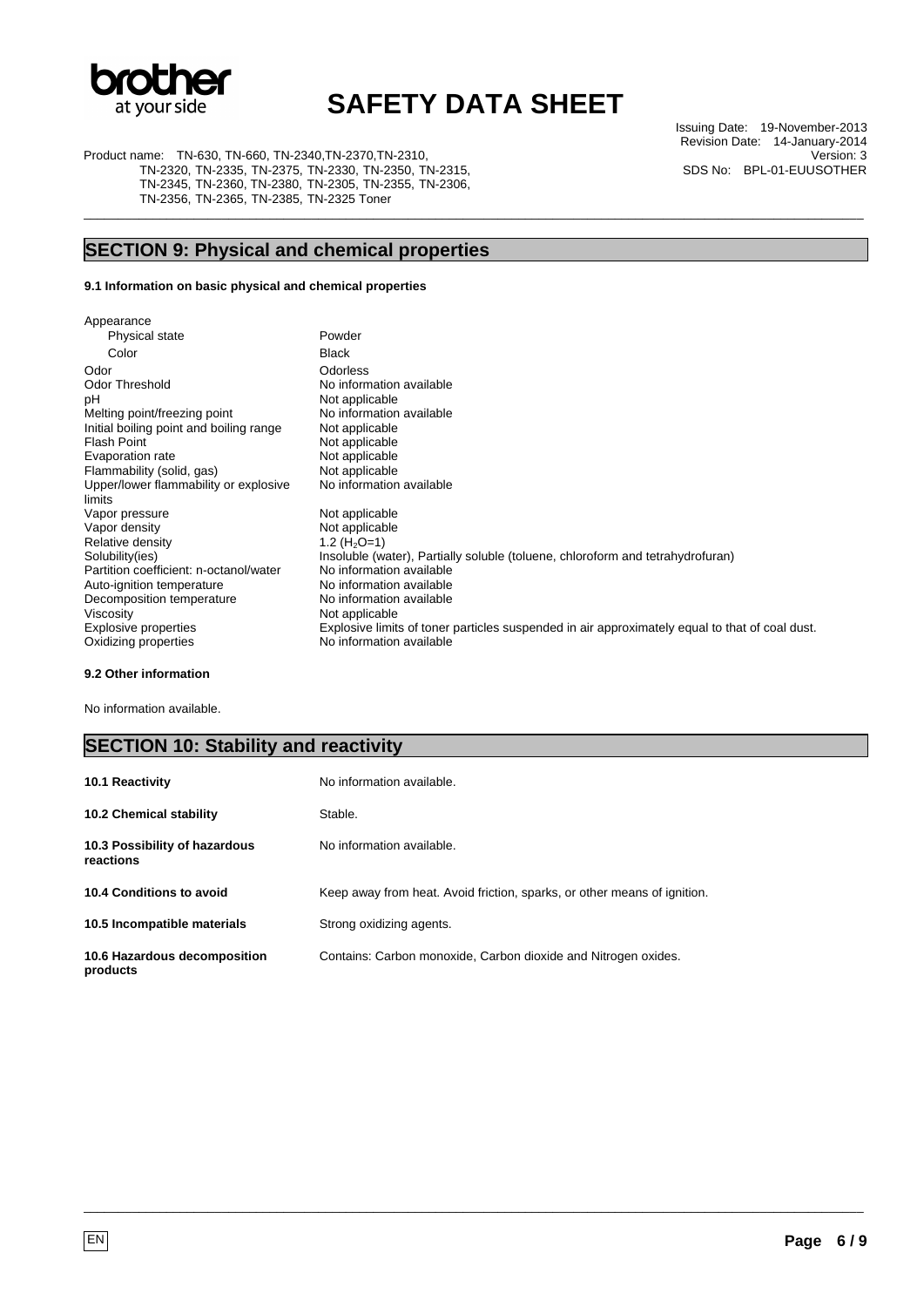## SECTION 9: Physical and chemical properties

### 9.1 Information on basic physical and chemical properties

| Property | Value |
|---|---|
| Appearance | |
| Physical state | Powder |
| Color | Black |
| Odor | Odorless |
| Odor Threshold | No information available |
| pH | Not applicable |
| Melting point/freezing point | No information available |
| Initial boiling point and boiling range | Not applicable |
| Flash Point | Not applicable |
| Evaporation rate | Not applicable |
| Flammability (solid, gas) | Not applicable |
| Upper/lower flammability or explosive limits | No information available |
| Vapor pressure | Not applicable |
| Vapor density | Not applicable |
| Relative density | 1.2 ($H_2O$=1) |
| Solubility(ies) | Insoluble (water), Partially soluble (toluene, chloroform and tetrahydrofuran) |
| Partition coefficient: n-octanol/water | No information available |
| Auto-ignition temperature | No information available |
| Decomposition temperature | No information available |
| Viscosity | Not applicable |
| Explosive properties | Explosive limits of toner particles suspended in air approximately equal to that of coal dust. |
| Oxidizing properties | No information available |

### 9.2 Other information

No information available.

## SECTION 10: Stability and reactivity

| | |
|---|---|
| **10.1 Reactivity** | No information available. |
| **10.2 Chemical stability** | Stable. |
| **10.3 Possibility of hazardous reactions** | No information available. |
| **10.4 Conditions to avoid** | Keep away from heat. Avoid friction, sparks, or other means of ignition. |
| **10.5 Incompatible materials** | Strong oxidizing agents. |
| **10.6 Hazardous decomposition products** | Contains: Carbon monoxide, Carbon dioxide and Nitrogen oxides. |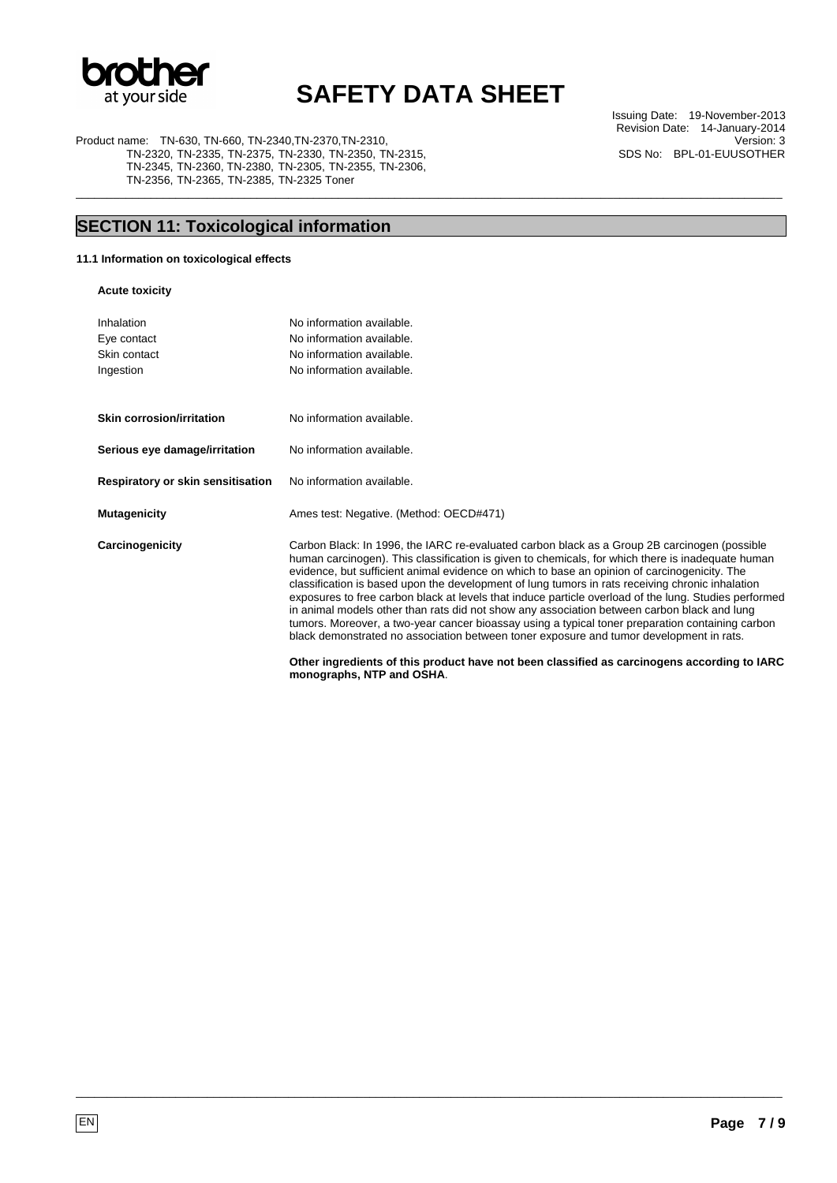## SECTION 11: Toxicological information

### 11.1 Information on toxicological effects

**Acute toxicity**

| | |
|---|---|
| Inhalation | No information available. |
| Eye contact | No information available. |
| Skin contact | No information available. |
| Ingestion | No information available. |

**Skin corrosion/irritation** No information available.

**Serious eye damage/irritation** No information available.

**Respiratory or skin sensitisation** No information available.

**Mutagenicity** Ames test: Negative. (Method: OECD#471)

**Carcinogenicity** Carbon Black: In 1996, the IARC re-evaluated carbon black as a Group 2B carcinogen (possible human carcinogen). This classification is given to chemicals, for which there is inadequate human evidence, but sufficient animal evidence on which to base an opinion of carcinogenicity. The classification is based upon the development of lung tumors in rats receiving chronic inhalation exposures to free carbon black at levels that induce particle overload of the lung. Studies performed in animal models other than rats did not show any association between carbon black and lung tumors. Moreover, a two-year cancer bioassay using a typical toner preparation containing carbon black demonstrated no association between toner exposure and tumor development in rats.

**Other ingredients of this product have not been classified as carcinogens according to IARC monographs, NTP and OSHA**.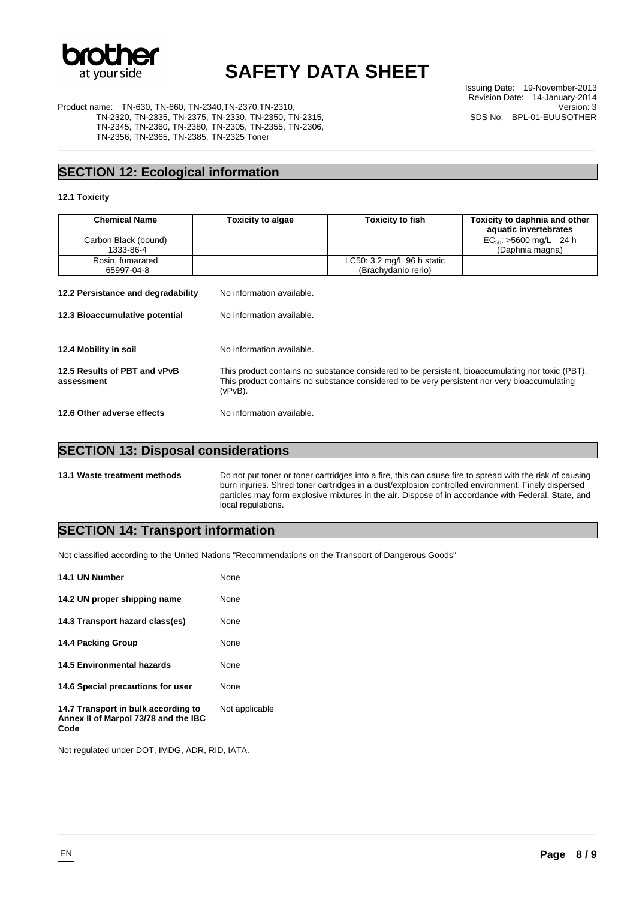## SECTION 12: Ecological information

### 12.1 Toxicity

| Chemical Name | Toxicity to algae | Toxicity to fish | Toxicity to daphnia and other aquatic invertebrates |
|---|---|---|---|
| Carbon Black (bound) 1333-86-4 | | | $EC_{50}$: >5600 mg/L 24 h (Daphnia magna) |
| Rosin, fumarated 65997-04-8 | | LC50: 3.2 mg/L 96 h static (Brachydanio rerio) | |

**12.2 Persistance and degradability** No information available.

**12.3 Bioaccumulative potential** No information available.

**12.4 Mobility in soil** No information available.

**12.5 Results of PBT and vPvB assessment** This product contains no substance considered to be persistent, bioaccumulating nor toxic (PBT). This product contains no substance considered to be very persistent nor very bioaccumulating (vPvB).

**12.6 Other adverse effects** No information available.

## SECTION 13: Disposal considerations

**13.1 Waste treatment methods** Do not put toner or toner cartridges into a fire, this can cause fire to spread with the risk of causing burn injuries. Shred toner cartridges in a dust/explosion controlled environment. Finely dispersed particles may form explosive mixtures in the air. Dispose of in accordance with Federal, State, and local regulations.

## SECTION 14: Transport information

Not classified according to the United Nations "Recommendations on the Transport of Dangerous Goods"

**14.1 UN Number** None

**14.2 UN proper shipping name** None

**14.3 Transport hazard class(es)** None

**14.4 Packing Group** None

**14.5 Environmental hazards** None

**14.6 Special precautions for user** None

**14.7 Transport in bulk according to Annex II of Marpol 73/78 and the IBC Code** Not applicable

Not regulated under DOT, IMDG, ADR, RID, IATA.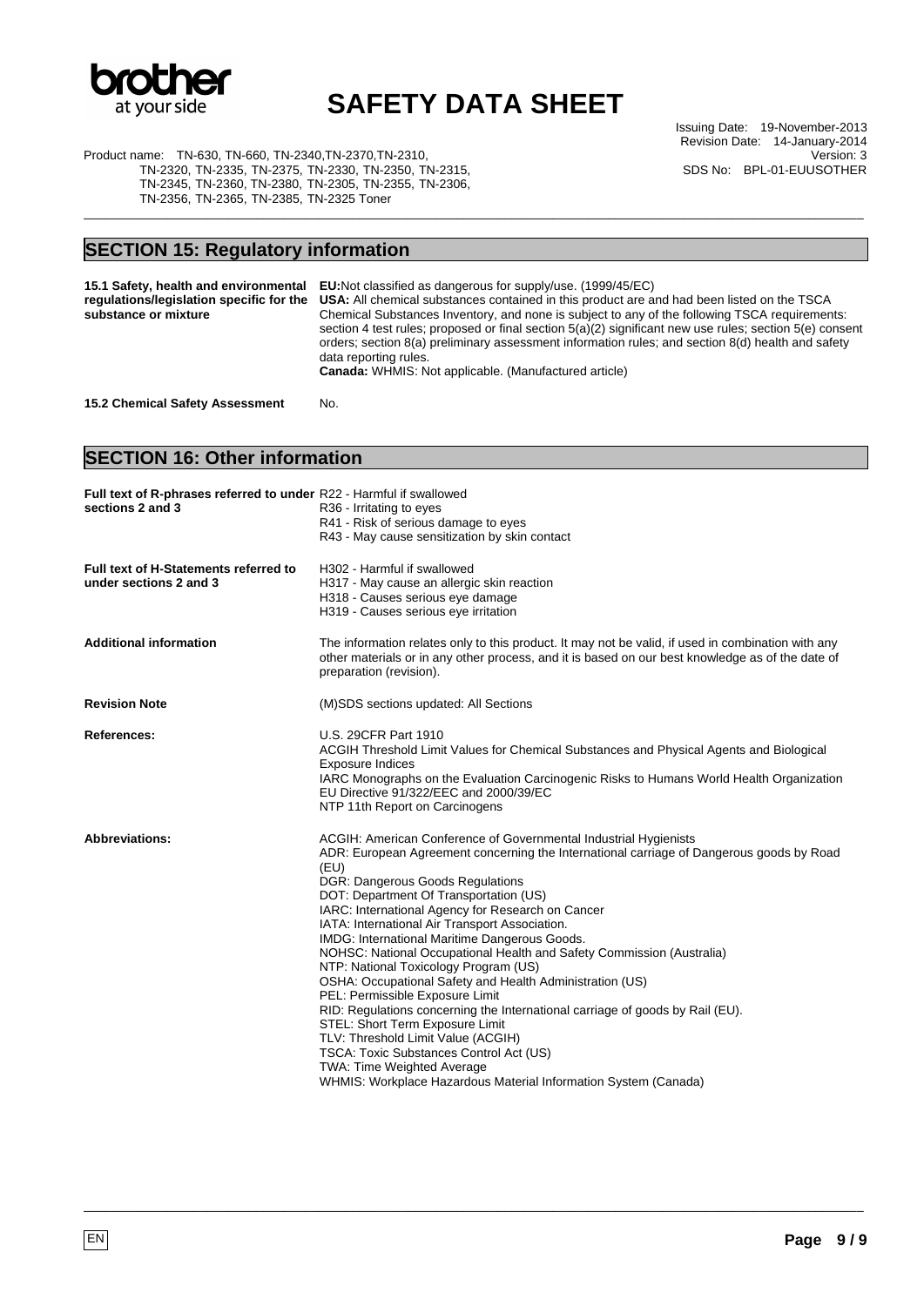## SECTION 15: Regulatory information

| | |
|---|---|
| **15.1 Safety, health and environmental regulations/legislation specific for the substance or mixture** | **EU:** Not classified as dangerous for supply/use. (1999/45/EC)<br>**USA:** All chemical substances contained in this product are and had been listed on the TSCA Chemical Substances Inventory, and none is subject to any of the following TSCA requirements: section 4 test rules; proposed or final section 5(a)(2) significant new use rules; section 5(e) consent orders; section 8(a) preliminary assessment information rules; and section 8(d) health and safety data reporting rules.<br>**Canada:** WHMIS: Not applicable. (Manufactured article) |
| **15.2 Chemical Safety Assessment** | No. |

## SECTION 16: Other information

| | |
|---|---|
| **Full text of R-phrases referred to under sections 2 and 3** | R22 - Harmful if swallowed<br>R36 - Irritating to eyes<br>R41 - Risk of serious damage to eyes<br>R43 - May cause sensitization by skin contact |
| **Full text of H-Statements referred to under sections 2 and 3** | H302 - Harmful if swallowed<br>H317 - May cause an allergic skin reaction<br>H318 - Causes serious eye damage<br>H319 - Causes serious eye irritation |
| **Additional information** | The information relates only to this product. It may not be valid, if used in combination with any other materials or in any other process, and it is based on our best knowledge as of the date of preparation (revision). |
| **Revision Note** | (M)SDS sections updated: All Sections |
| **References:** | U.S. 29CFR Part 1910<br>ACGIH Threshold Limit Values for Chemical Substances and Physical Agents and Biological Exposure Indices<br>IARC Monographs on the Evaluation Carcinogenic Risks to Humans World Health Organization<br>EU Directive 91/322/EEC and 2000/39/EC<br>NTP 11th Report on Carcinogens |
| **Abbreviations:** | ACGIH: American Conference of Governmental Industrial Hygienists<br>ADR: European Agreement concerning the International carriage of Dangerous goods by Road (EU)<br>DGR: Dangerous Goods Regulations<br>DOT: Department Of Transportation (US)<br>IARC: International Agency for Research on Cancer<br>IATA: International Air Transport Association.<br>IMDG: International Maritime Dangerous Goods.<br>NOHSC: National Occupational Health and Safety Commission (Australia)<br>NTP: National Toxicology Program (US)<br>OSHA: Occupational Safety and Health Administration (US)<br>PEL: Permissible Exposure Limit<br>RID: Regulations concerning the International carriage of goods by Rail (EU).<br>STEL: Short Term Exposure Limit<br>TLV: Threshold Limit Value (ACGIH)<br>TSCA: Toxic Substances Control Act (US)<br>TWA: Time Weighted Average<br>WHMIS: Workplace Hazardous Material Information System (Canada) |